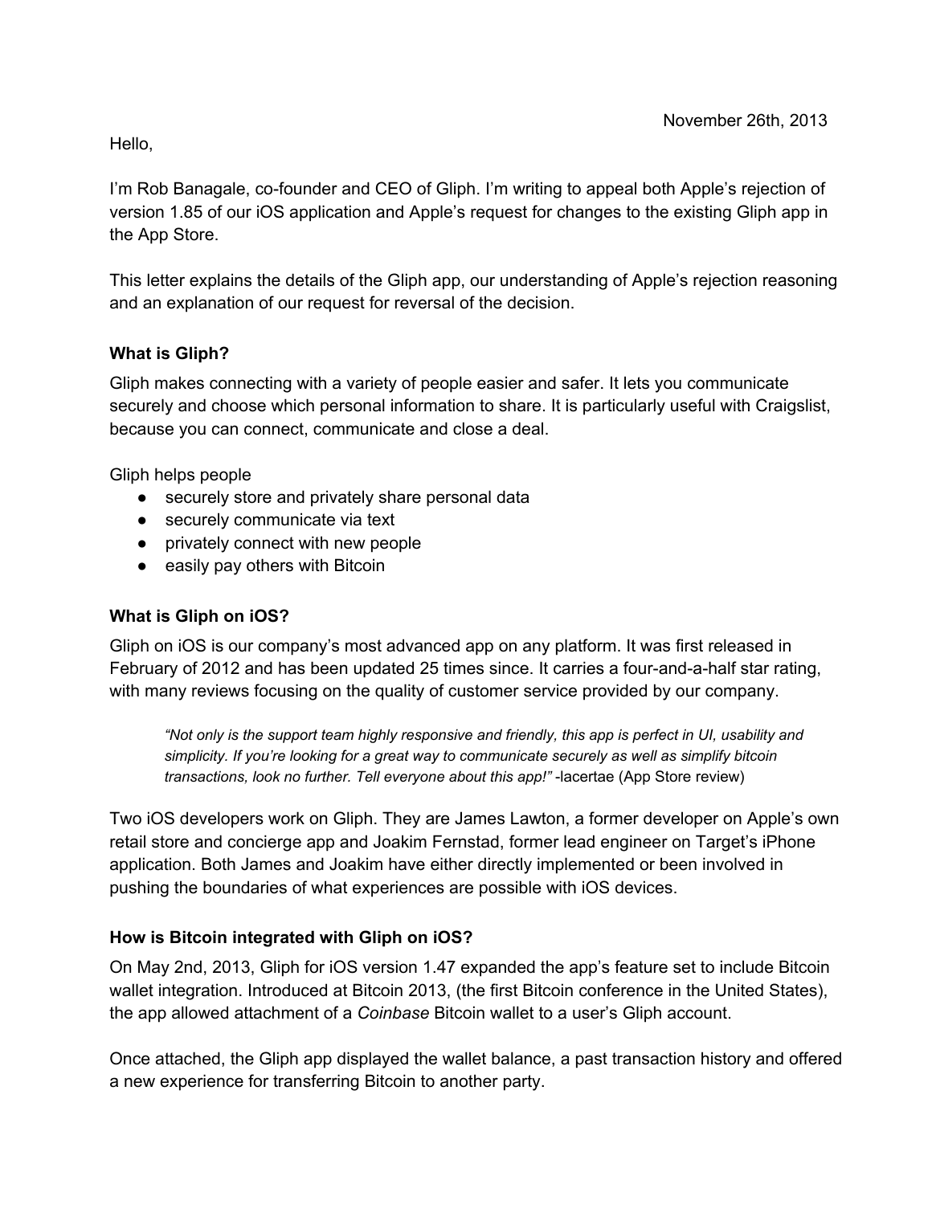November 26th, 2013

Hello,

I'm Rob Banagale, co-founder and CEO of Gliph. I'm writing to appeal both Apple's rejection of version 1.85 of our iOS application and Apple's request for changes to the existing Gliph app in the App Store.

This letter explains the details of the Gliph app, our understanding of Apple's rejection reasoning and an explanation of our request for reversal of the decision.

**What is Gliph?**

Gliph makes connecting with a variety of people easier and safer. It lets you communicate securely and choose which personal information to share. It is particularly useful with Craigslist, because you can connect, communicate and close a deal.

Gliph helps people

- securely store and privately share personal data
- securely communicate via text
- privately connect with new people
- easily pay others with Bitcoin

**What is Gliph on iOS?**

Gliph on iOS is our company's most advanced app on any platform. It was first released in February of 2012 and has been updated 25 times since. It carries a four-and-a-half star rating, with many reviews focusing on the quality of customer service provided by our company.

> *"Not only is the support team highly responsive and friendly, this app is perfect in UI, usability and simplicity. If you're looking for a great way to communicate securely as well as simplify bitcoin transactions, look no further. Tell everyone about this app!"* -lacertae (App Store review)

Two iOS developers work on Gliph. They are James Lawton, a former developer on Apple's own retail store and concierge app and Joakim Fernstad, former lead engineer on Target's iPhone application. Both James and Joakim have either directly implemented or been involved in pushing the boundaries of what experiences are possible with iOS devices.

**How is Bitcoin integrated with Gliph on iOS?**

On May 2nd, 2013, Gliph for iOS version 1.47 expanded the app's feature set to include Bitcoin wallet integration. Introduced at Bitcoin 2013, (the first Bitcoin conference in the United States), the app allowed attachment of a *Coinbase* Bitcoin wallet to a user's Gliph account.

Once attached, the Gliph app displayed the wallet balance, a past transaction history and offered a new experience for transferring Bitcoin to another party.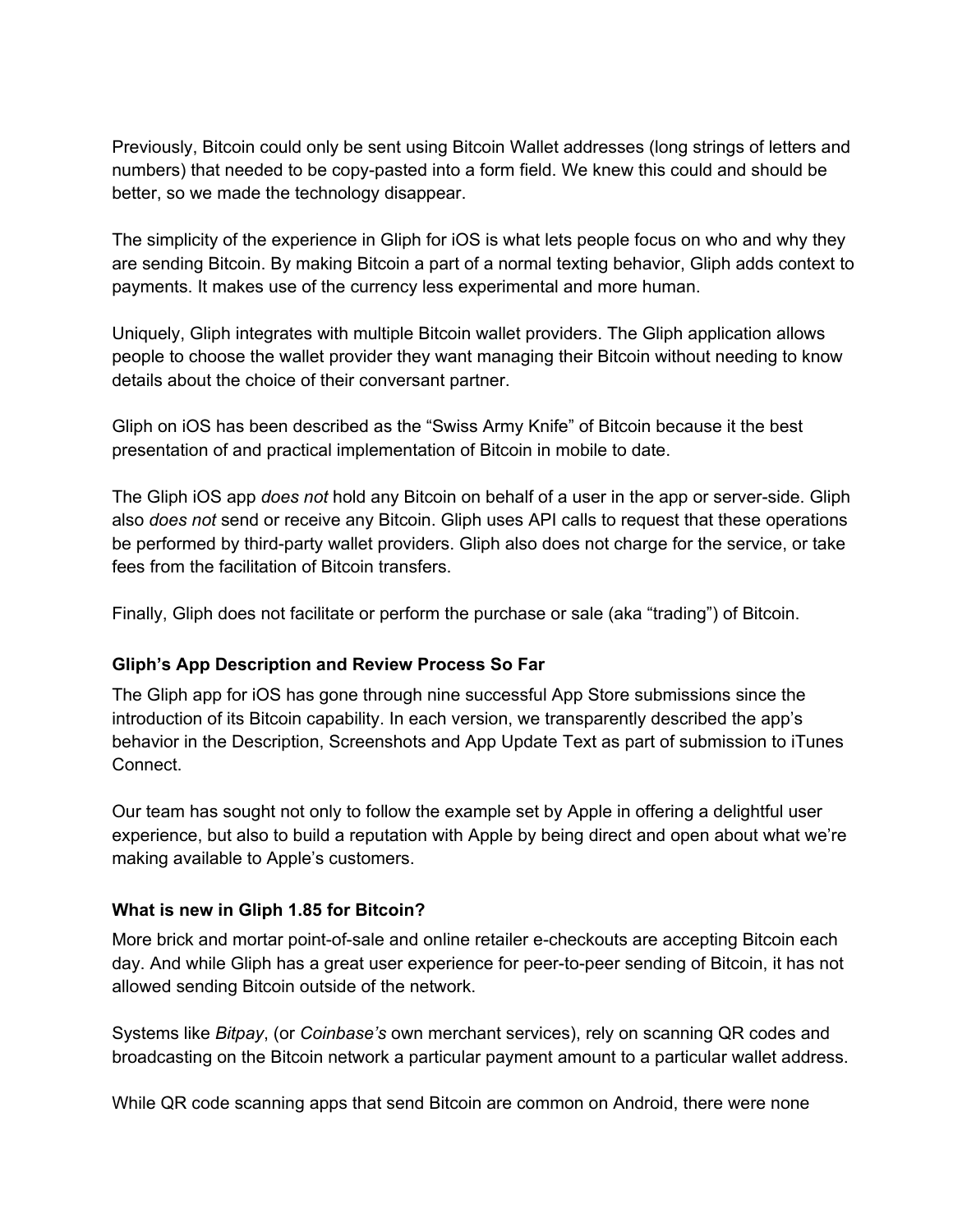Previously, Bitcoin could only be sent using Bitcoin Wallet addresses (long strings of letters and numbers) that needed to be copy-pasted into a form field. We knew this could and should be better, so we made the technology disappear.

The simplicity of the experience in Gliph for iOS is what lets people focus on who and why they are sending Bitcoin. By making Bitcoin a part of a normal texting behavior, Gliph adds context to payments. It makes use of the currency less experimental and more human.

Uniquely, Gliph integrates with multiple Bitcoin wallet providers. The Gliph application allows people to choose the wallet provider they want managing their Bitcoin without needing to know details about the choice of their conversant partner.

Gliph on iOS has been described as the "Swiss Army Knife" of Bitcoin because it the best presentation of and practical implementation of Bitcoin in mobile to date.

The Gliph iOS app *does not* hold any Bitcoin on behalf of a user in the app or server-side. Gliph also *does not* send or receive any Bitcoin. Gliph uses API calls to request that these operations be performed by third-party wallet providers. Gliph also does not charge for the service, or take fees from the facilitation of Bitcoin transfers.

Finally, Gliph does not facilitate or perform the purchase or sale (aka "trading") of Bitcoin.

### Gliph's App Description and Review Process So Far

The Gliph app for iOS has gone through nine successful App Store submissions since the introduction of its Bitcoin capability. In each version, we transparently described the app's behavior in the Description, Screenshots and App Update Text as part of submission to iTunes Connect.

Our team has sought not only to follow the example set by Apple in offering a delightful user experience, but also to build a reputation with Apple by being direct and open about what we're making available to Apple's customers.

### What is new in Gliph 1.85 for Bitcoin?

More brick and mortar point-of-sale and online retailer e-checkouts are accepting Bitcoin each day. And while Gliph has a great user experience for peer-to-peer sending of Bitcoin, it has not allowed sending Bitcoin outside of the network.

Systems like *Bitpay*, (or *Coinbase's* own merchant services), rely on scanning QR codes and broadcasting on the Bitcoin network a particular payment amount to a particular wallet address.

While QR code scanning apps that send Bitcoin are common on Android, there were none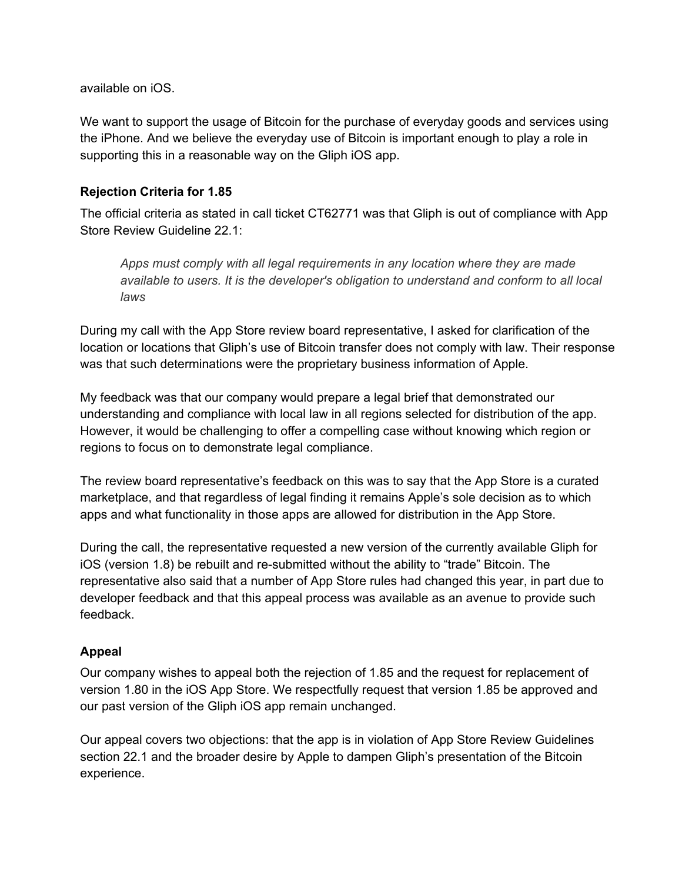available on iOS.

We want to support the usage of Bitcoin for the purchase of everyday goods and services using the iPhone. And we believe the everyday use of Bitcoin is important enough to play a role in supporting this in a reasonable way on the Gliph iOS app.

### Rejection Criteria for 1.85

The official criteria as stated in call ticket CT62771 was that Gliph is out of compliance with App Store Review Guideline 22.1:

> *Apps must comply with all legal requirements in any location where they are made available to users. It is the developer's obligation to understand and conform to all local laws*

During my call with the App Store review board representative, I asked for clarification of the location or locations that Gliph's use of Bitcoin transfer does not comply with law. Their response was that such determinations were the proprietary business information of Apple.

My feedback was that our company would prepare a legal brief that demonstrated our understanding and compliance with local law in all regions selected for distribution of the app. However, it would be challenging to offer a compelling case without knowing which region or regions to focus on to demonstrate legal compliance.

The review board representative's feedback on this was to say that the App Store is a curated marketplace, and that regardless of legal finding it remains Apple's sole decision as to which apps and what functionality in those apps are allowed for distribution in the App Store.

During the call, the representative requested a new version of the currently available Gliph for iOS (version 1.8) be rebuilt and re-submitted without the ability to "trade" Bitcoin. The representative also said that a number of App Store rules had changed this year, in part due to developer feedback and that this appeal process was available as an avenue to provide such feedback.

### Appeal

Our company wishes to appeal both the rejection of 1.85 and the request for replacement of version 1.80 in the iOS App Store. We respectfully request that version 1.85 be approved and our past version of the Gliph iOS app remain unchanged.

Our appeal covers two objections: that the app is in violation of App Store Review Guidelines section 22.1 and the broader desire by Apple to dampen Gliph's presentation of the Bitcoin experience.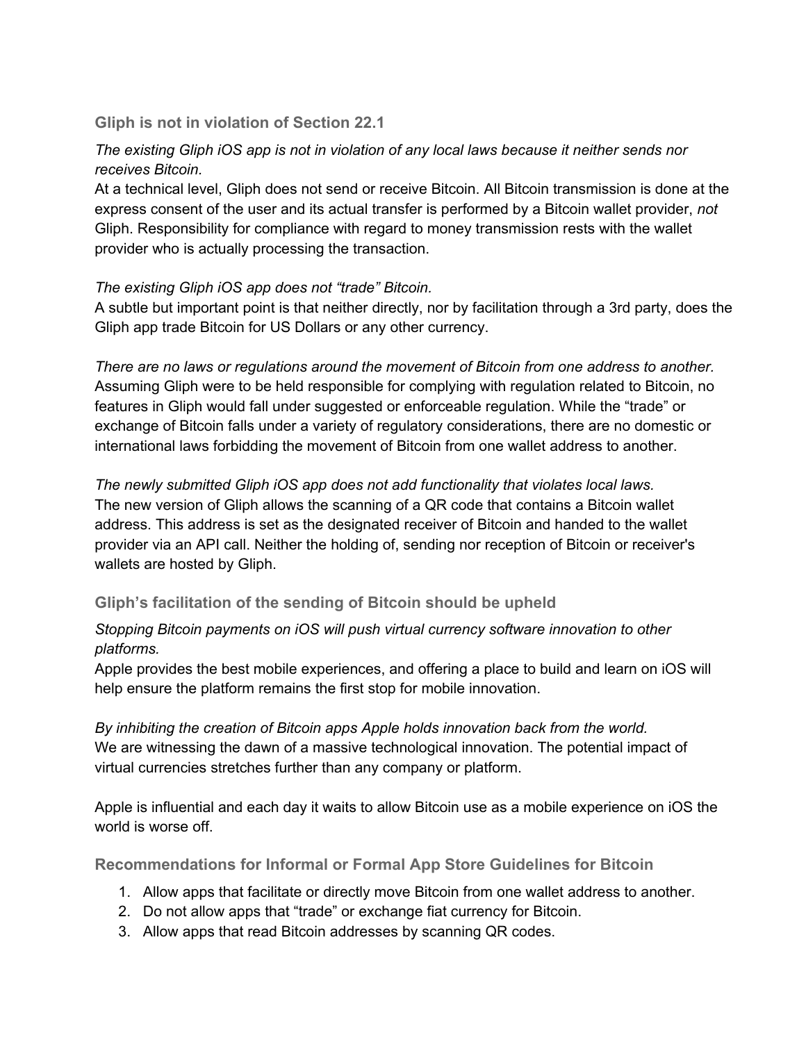### Gliph is not in violation of Section 22.1

*The existing Gliph iOS app is not in violation of any local laws because it neither sends nor receives Bitcoin.*

At a technical level, Gliph does not send or receive Bitcoin. All Bitcoin transmission is done at the express consent of the user and its actual transfer is performed by a Bitcoin wallet provider, *not* Gliph. Responsibility for compliance with regard to money transmission rests with the wallet provider who is actually processing the transaction.

*The existing Gliph iOS app does not "trade" Bitcoin.*

A subtle but important point is that neither directly, nor by facilitation through a 3rd party, does the Gliph app trade Bitcoin for US Dollars or any other currency.

*There are no laws or regulations around the movement of Bitcoin from one address to another.*

Assuming Gliph were to be held responsible for complying with regulation related to Bitcoin, no features in Gliph would fall under suggested or enforceable regulation. While the "trade" or exchange of Bitcoin falls under a variety of regulatory considerations, there are no domestic or international laws forbidding the movement of Bitcoin from one wallet address to another.

*The newly submitted Gliph iOS app does not add functionality that violates local laws.*

The new version of Gliph allows the scanning of a QR code that contains a Bitcoin wallet address. This address is set as the designated receiver of Bitcoin and handed to the wallet provider via an API call. Neither the holding of, sending nor reception of Bitcoin or receiver's wallets are hosted by Gliph.

### Gliph's facilitation of the sending of Bitcoin should be upheld

*Stopping Bitcoin payments on iOS will push virtual currency software innovation to other platforms.*

Apple provides the best mobile experiences, and offering a place to build and learn on iOS will help ensure the platform remains the first stop for mobile innovation.

*By inhibiting the creation of Bitcoin apps Apple holds innovation back from the world.*

We are witnessing the dawn of a massive technological innovation. The potential impact of virtual currencies stretches further than any company or platform.

Apple is influential and each day it waits to allow Bitcoin use as a mobile experience on iOS the world is worse off.

### Recommendations for Informal or Formal App Store Guidelines for Bitcoin

1. Allow apps that facilitate or directly move Bitcoin from one wallet address to another.
2. Do not allow apps that "trade" or exchange fiat currency for Bitcoin.
3. Allow apps that read Bitcoin addresses by scanning QR codes.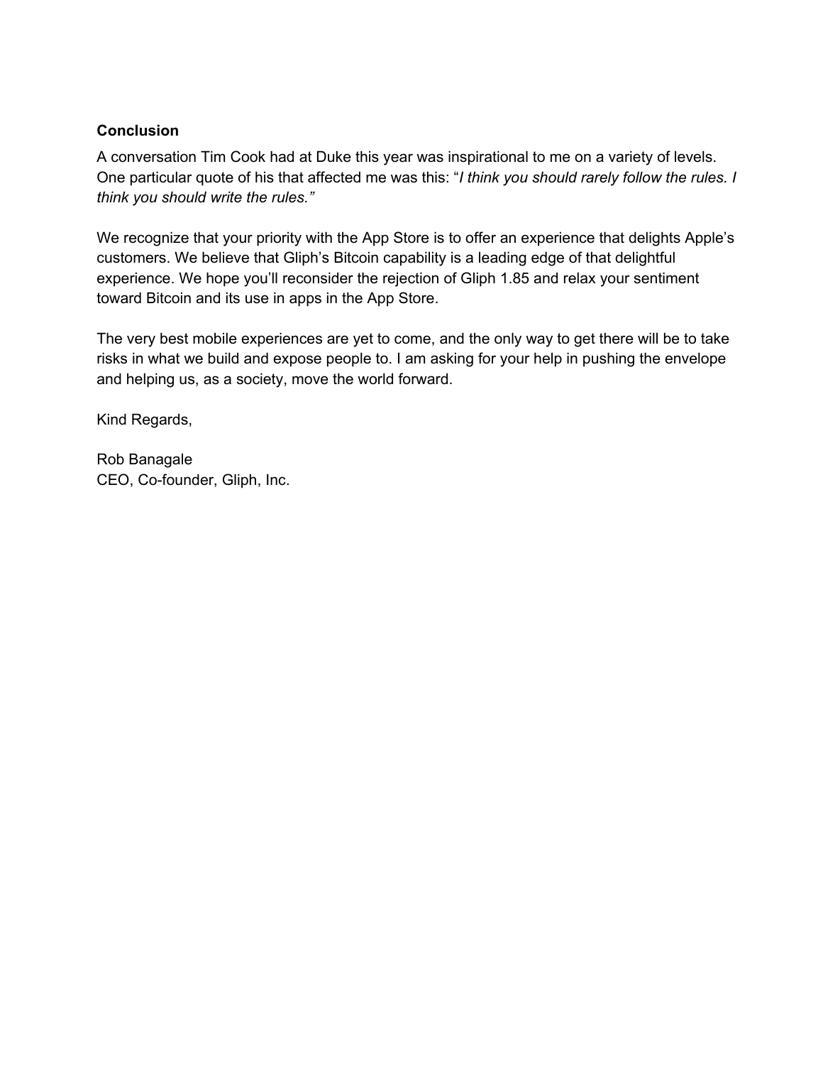**Conclusion**

A conversation Tim Cook had at Duke this year was inspirational to me on a variety of levels. One particular quote of his that affected me was this: "*I think you should rarely follow the rules. I think you should write the rules."*

We recognize that your priority with the App Store is to offer an experience that delights Apple's customers. We believe that Gliph's Bitcoin capability is a leading edge of that delightful experience. We hope you'll reconsider the rejection of Gliph 1.85 and relax your sentiment toward Bitcoin and its use in apps in the App Store.

The very best mobile experiences are yet to come, and the only way to get there will be to take risks in what we build and expose people to. I am asking for your help in pushing the envelope and helping us, as a society, move the world forward.

Kind Regards,

Rob Banagale
CEO, Co-founder, Gliph, Inc.